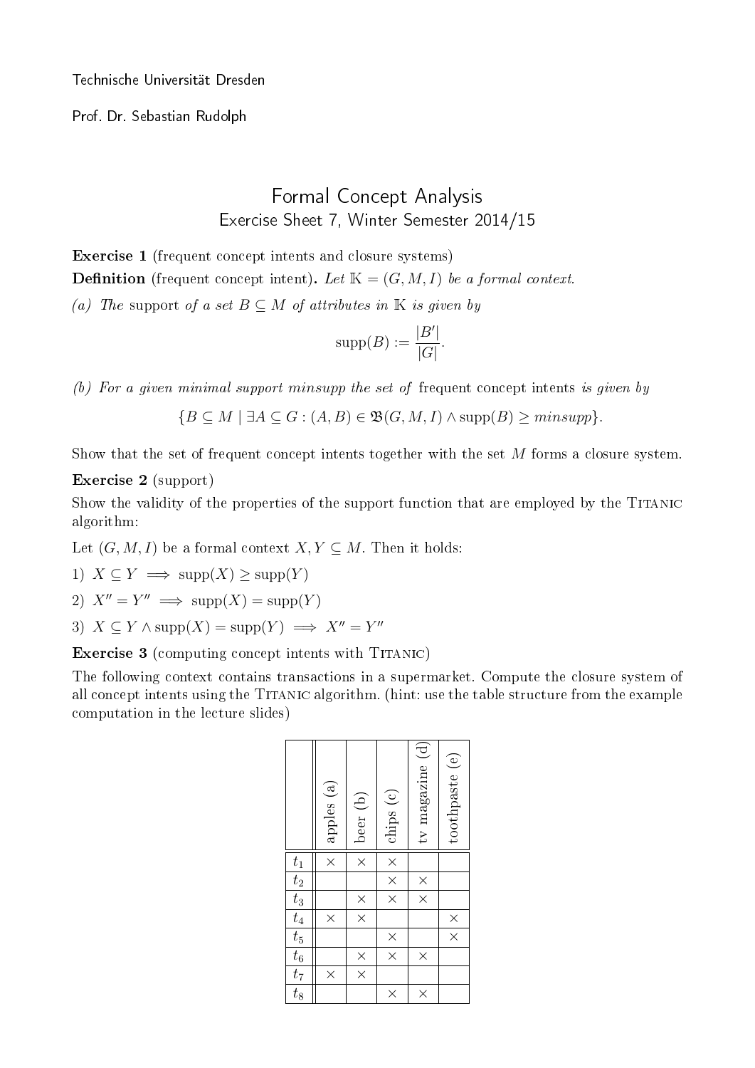Technische Universität Dresden

Prof. Dr. Sebastian Rudolph

# Formal Concept Analysis

## Exercise Sheet 7, Winter Semester 2014/15

**Exercise 1** (frequent concept intents and closure systems)

**Definition** (frequent concept intent)**.** *Let $\mathbb{K} = (G, M, I)$ be a formal context.*

*(a) The* support *of a set $B \subseteq M$ of attributes in $\mathbb{K}$ is given by*

$$\text{supp}(B) := \frac{|B'|}{|G|}.$$

*(b) For a given minimal support minsupp the set of* frequent concept intents *is given by*

$$\{B \subseteq M \mid \exists A \subseteq G : (A, B) \in \mathfrak{B}(G, M, I) \wedge \text{supp}(B) \geq \mathit{minsupp}\}.$$

Show that the set of frequent concept intents together with the set $M$ forms a closure system.

**Exercise 2** (support)

Show the validity of the properties of the support function that are employed by the Titanic algorithm:

Let $(G, M, I)$ be a formal context $X, Y \subseteq M$. Then it holds:

1) $X \subseteq Y \implies \text{supp}(X) \geq \text{supp}(Y)$

2) $X'' = Y'' \implies \text{supp}(X) = \text{supp}(Y)$

3) $X \subseteq Y \wedge \text{supp}(X) = \text{supp}(Y) \implies X'' = Y''$

**Exercise 3** (computing concept intents with Titanic)

The following context contains transactions in a supermarket. Compute the closure system of all concept intents using the Titanic algorithm. (hint: use the table structure from the example computation in the lecture slides)

| | apples (a) | beer (b) | chips (c) | tv magazine (d) | toothpaste (e) |
|---|---|---|---|---|---|
| $t_1$ | × | × | × | | |
| $t_2$ | | | × | × | |
| $t_3$ | | × | × | × | |
| $t_4$ | × | × | | | × |
| $t_5$ | | | × | | × |
| $t_6$ | | × | × | × | |
| $t_7$ | × | × | | | |
| $t_8$ | | | × | × | |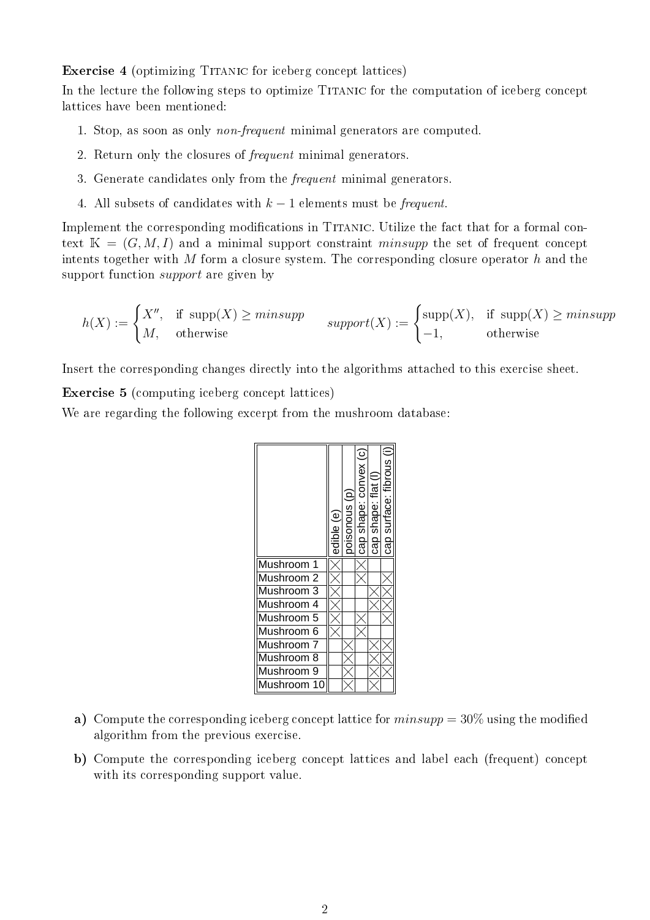**Exercise 4** (optimizing TITANIC for iceberg concept lattices)

In the lecture the following steps to optimize TITANIC for the computation of iceberg concept lattices have been mentioned:

1. Stop, as soon as only *non-frequent* minimal generators are computed.
2. Return only the closures of *frequent* minimal generators.
3. Generate candidates only from the *frequent* minimal generators.
4. All subsets of candidates with $k-1$ elements must be *frequent*.

Implement the corresponding modifications in TITANIC. Utilize the fact that for a formal context $\mathbb{K} = (G, M, I)$ and a minimal support constraint *minsupp* the set of frequent concept intents together with $M$ form a closure system. The corresponding closure operator $h$ and the support function *support* are given by

$$h(X) := \begin{cases} X'', & \text{if } \operatorname{supp}(X) \geq \mathit{minsupp} \\ M, & \text{otherwise} \end{cases} \qquad \mathit{support}(X) := \begin{cases} \operatorname{supp}(X), & \text{if } \operatorname{supp}(X) \geq \mathit{minsupp} \\ -1, & \text{otherwise} \end{cases}$$

Insert the corresponding changes directly into the algorithms attached to this exercise sheet.

**Exercise 5** (computing iceberg concept lattices)

We are regarding the following excerpt from the mushroom database:

| | edible (e) | poisonous (p) | cap shape: convex (c) | cap shape: flat (l) | cap surface: fibrous (i) |
|---|---|---|---|---|---|
| Mushroom 1 | × | | × | | |
| Mushroom 2 | × | | × | | × |
| Mushroom 3 | × | | | × | × |
| Mushroom 4 | × | | | × | × |
| Mushroom 5 | × | | × | | × |
| Mushroom 6 | × | | × | | |
| Mushroom 7 | | × | | × | × |
| Mushroom 8 | | × | | × | × |
| Mushroom 9 | | × | | × | × |
| Mushroom 10 | | × | | × | |

**a)** Compute the corresponding iceberg concept lattice for $\mathit{minsupp} = 30\%$ using the modified algorithm from the previous exercise.

**b)** Compute the corresponding iceberg concept lattices and label each (frequent) concept with its corresponding support value.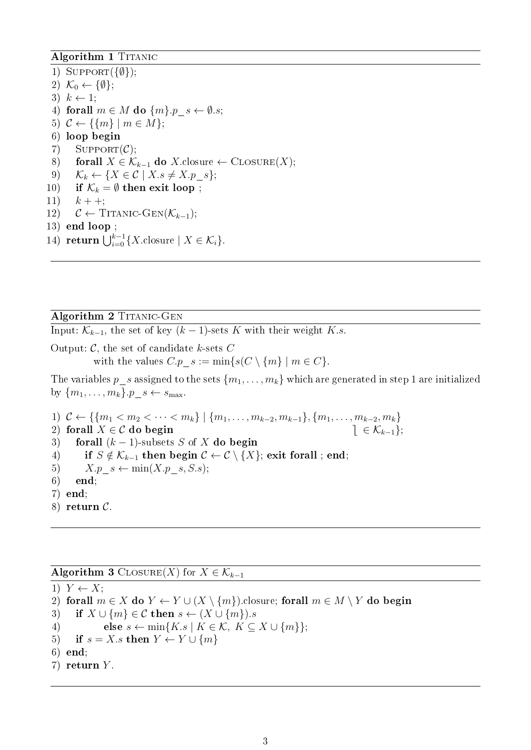**Algorithm 1** Titanic

1) Support($\{\emptyset\}$);
2) $\mathcal{K}_0 \leftarrow \{\emptyset\}$;
3) $k \leftarrow 1$;
4) **forall** $m \in M$ **do** $\{m\}.p\_s \leftarrow \emptyset.s$;
5) $\mathcal{C} \leftarrow \{\{m\} \mid m \in M\}$;
6) **loop begin**
7) &nbsp;&nbsp;&nbsp;Support($\mathcal{C}$);
8) &nbsp;&nbsp;&nbsp;**forall** $X \in \mathcal{K}_{k-1}$ **do** $X$.closure $\leftarrow$ Closure($X$);
9) &nbsp;&nbsp;&nbsp;$\mathcal{K}_k \leftarrow \{X \in \mathcal{C} \mid X.s \neq X.p\_s\}$;
10) &nbsp;&nbsp;&nbsp;**if** $\mathcal{K}_k = \emptyset$ **then exit loop** ;
11) &nbsp;&nbsp;&nbsp;$k++$;
12) &nbsp;&nbsp;&nbsp;$\mathcal{C} \leftarrow$ Titanic-Gen($\mathcal{K}_{k-1}$);
13) **end loop** ;
14) **return** $\bigcup_{i=0}^{k-1}\{X.\text{closure} \mid X \in \mathcal{K}_i\}$.

**Algorithm 2** Titanic-Gen

Input: $\mathcal{K}_{k-1}$, the set of key $(k-1)$-sets $K$ with their weight $K.s$.

Output: $\mathcal{C}$, the set of candidate $k$-sets $C$
with the values $C.p\_s := \min\{s(C \setminus \{m\} \mid m \in C\}$.

The variables $p\_s$ assigned to the sets $\{m_1, \dots, m_k\}$ which are generated in step 1 are initialized by $\{m_1, \dots, m_k\}.p\_s \leftarrow s_{\max}$.

1) $\mathcal{C} \leftarrow \{\{m_1 < m_2 < \cdots < m_k\} \mid \{m_1, \dots, m_{k-2}, m_{k-1}\}, \{m_1, \dots, m_{k-2}, m_k\} \in \mathcal{K}_{k-1}\}$;
2) **forall** $X \in \mathcal{C}$ **do begin**
3) &nbsp;&nbsp;&nbsp;**forall** $(k-1)$-subsets $S$ of $X$ **do begin**
4) &nbsp;&nbsp;&nbsp;&nbsp;&nbsp;&nbsp;**if** $S \notin \mathcal{K}_{k-1}$ **then begin** $\mathcal{C} \leftarrow \mathcal{C} \setminus \{X\}$; **exit forall** ; **end**;
5) &nbsp;&nbsp;&nbsp;&nbsp;&nbsp;&nbsp;$X.p\_s \leftarrow \min(X.p\_s, S.s)$;
6) &nbsp;&nbsp;&nbsp;**end**;
7) **end**;
8) **return** $\mathcal{C}$.

**Algorithm 3** Closure($X$) for $X \in \mathcal{K}_{k-1}$

1) $Y \leftarrow X$;
2) **forall** $m \in X$ **do** $Y \leftarrow Y \cup (X \setminus \{m\})$.closure; **forall** $m \in M \setminus Y$ **do begin**
3) &nbsp;&nbsp;&nbsp;**if** $X \cup \{m\} \in \mathcal{C}$ **then** $s \leftarrow (X \cup \{m\}).s$
4) &nbsp;&nbsp;&nbsp;&nbsp;&nbsp;&nbsp;&nbsp;&nbsp;&nbsp;**else** $s \leftarrow \min\{K.s \mid K \in \mathcal{K},\ K \subseteq X \cup \{m\}\}$;
5) &nbsp;&nbsp;&nbsp;**if** $s = X.s$ **then** $Y \leftarrow Y \cup \{m\}$
6) **end**;
7) **return** $Y$.